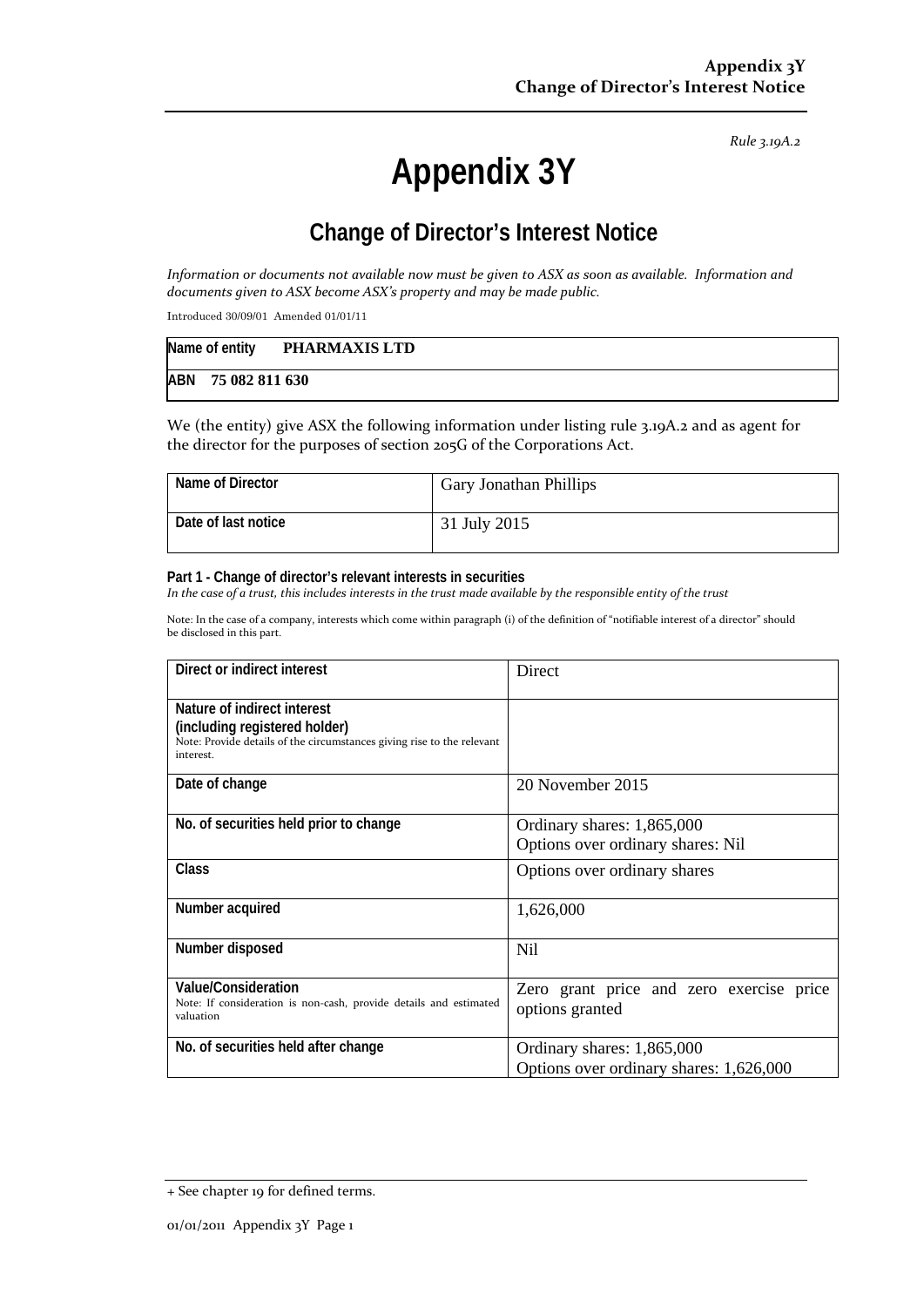*Rule 3.19A.2*

# Appendix 3Y

## Change of Director's Interest Notice

*Information or documents not available now must be given to ASX as soon as available. Information and documents given to ASX become ASX's property and may be made public.*

Introduced 30/09/01 Amended 01/01/11

| Name of entity | **PHARMAXIS LTD** |
|---|---|
| **ABN** | **75 082 811 630** |

We (the entity) give ASX the following information under listing rule 3.19A.2 and as agent for the director for the purposes of section 205G of the Corporations Act.

| Name of Director | Gary Jonathan Phillips |
|---|---|
| Date of last notice | 31 July 2015 |

**Part 1 - Change of director's relevant interests in securities**
*In the case of a trust, this includes interests in the trust made available by the responsible entity of the trust*

Note: In the case of a company, interests which come within paragraph (i) of the definition of "notifiable interest of a director" should be disclosed in this part.

| Direct or indirect interest | Direct |
|---|---|
| **Nature of indirect interest (including registered holder)**<br>Note: Provide details of the circumstances giving rise to the relevant interest. | |
| **Date of change** | 20 November 2015 |
| **No. of securities held prior to change** | Ordinary shares: 1,865,000<br>Options over ordinary shares: Nil |
| **Class** | Options over ordinary shares |
| **Number acquired** | 1,626,000 |
| **Number disposed** | Nil |
| **Value/Consideration**<br>Note: If consideration is non-cash, provide details and estimated valuation | Zero grant price and zero exercise price options granted |
| **No. of securities held after change** | Ordinary shares: 1,865,000<br>Options over ordinary shares: 1,626,000 |

+ See chapter 19 for defined terms.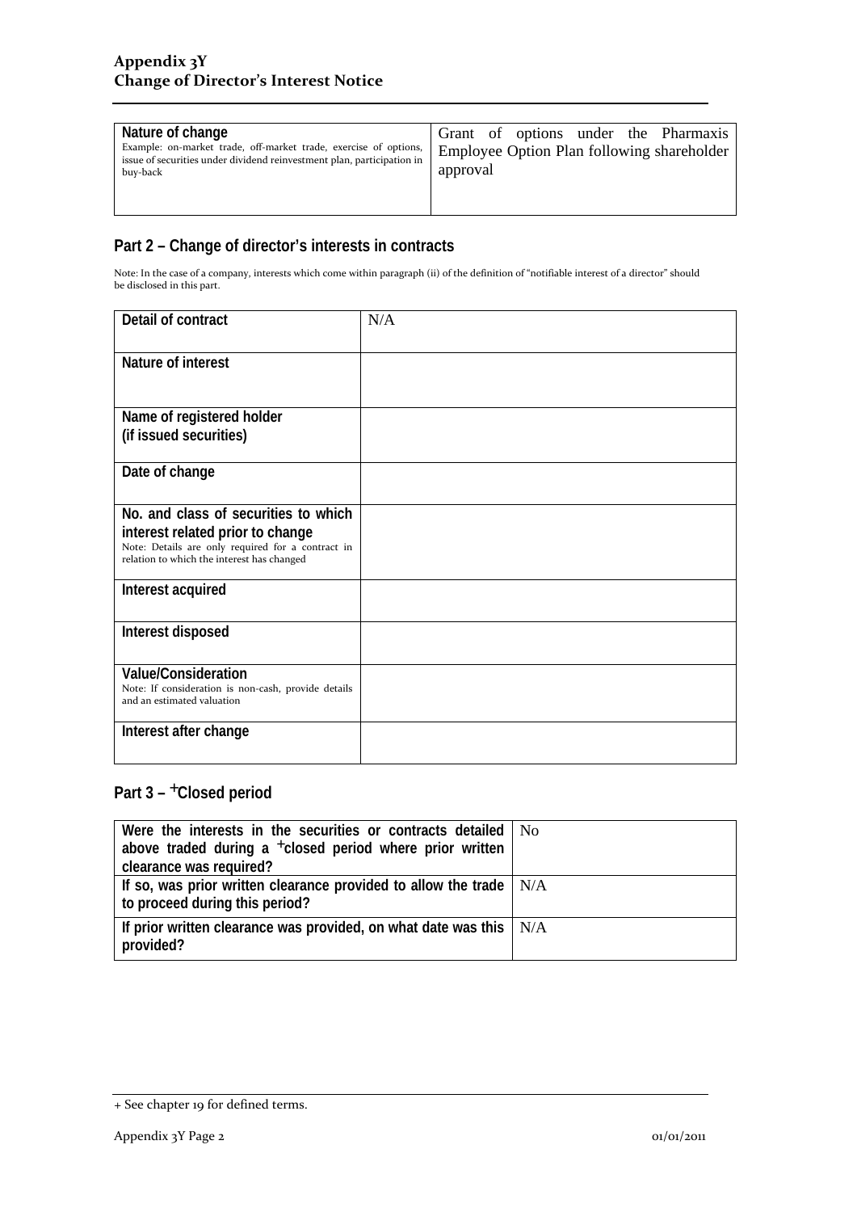| | |
|---|---|
| **Nature of change**<br>Example: on-market trade, off-market trade, exercise of options, issue of securities under dividend reinvestment plan, participation in buy-back | Grant of options under the Pharmaxis Employee Option Plan following shareholder approval |

## Part 2 – Change of director's interests in contracts

Note: In the case of a company, interests which come within paragraph (ii) of the definition of "notifiable interest of a director" should be disclosed in this part.

| | |
|---|---|
| **Detail of contract** | N/A |
| **Nature of interest** | |
| **Name of registered holder (if issued securities)** | |
| **Date of change** | |
| **No. and class of securities to which interest related prior to change**<br>Note: Details are only required for a contract in relation to which the interest has changed | |
| **Interest acquired** | |
| **Interest disposed** | |
| **Value/Consideration**<br>Note: If consideration is non-cash, provide details and an estimated valuation | |
| **Interest after change** | |

## Part 3 – +Closed period

| | |
|---|---|
| **Were the interests in the securities or contracts detailed above traded during a +closed period where prior written clearance was required?** | No |
| **If so, was prior written clearance provided to allow the trade to proceed during this period?** | N/A |
| **If prior written clearance was provided, on what date was this provided?** | N/A |

+ See chapter 19 for defined terms.